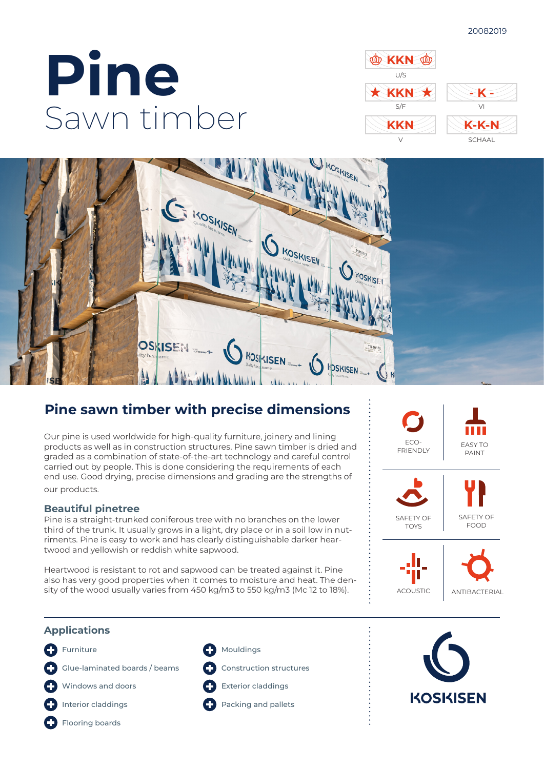20082019

# Pine

Sawn timber

KKN U/S

KKN S/F

- K - VI

KKN V

K-K-N SCHAAL

## Pine sawn timber with precise dimensions

Our pine is used worldwide for high-quality furniture, joinery and lining products as well as in construction structures. Pine sawn timber is dried and graded as a combination of state-of-the-art technology and careful control carried out by people. This is done considering the requirements of each end use. Good drying, precise dimensions and grading are the strengths of our products.

### Beautiful pinetree

Pine is a straight-trunked coniferous tree with no branches on the lower third of the trunk. It usually grows in a light, dry place or in a soil low in nutriments. Pine is easy to work and has clearly distinguishable darker heartwood and yellowish or reddish white sapwood.

Heartwood is resistant to rot and sapwood can be treated against it. Pine also has very good properties when it comes to moisture and heat. The density of the wood usually varies from 450 kg/m3 to 550 kg/m3 (Mc 12 to 18%).

ECO-FRIENDLY

EASY TO PAINT

SAFETY OF TOYS

SAFETY OF FOOD

ACOUSTIC

ANTIBACTERIAL

### Applications

- Furniture
- Glue-laminated boards / beams
- Windows and doors
- Interior claddings
- Flooring boards
- Mouldings
- Construction structures
- Exterior claddings
- Packing and pallets

KOSKISEN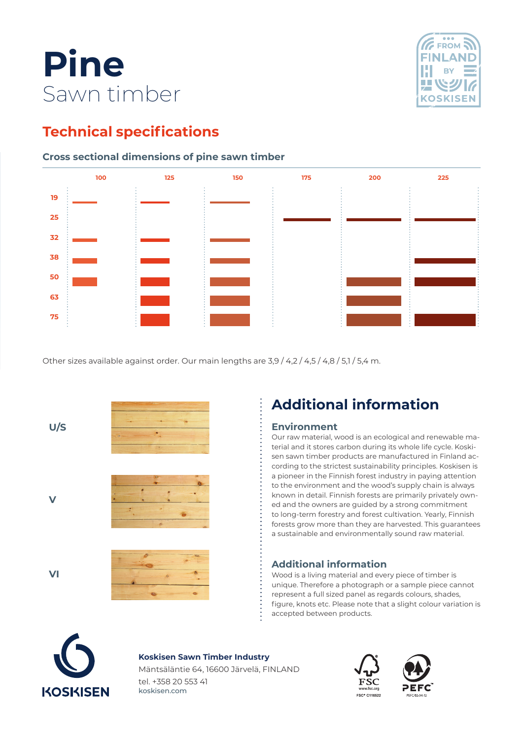# Pine

Sawn timber

## Technical specifications

### Cross sectional dimensions of pine sawn timber

100
125
150
175
200
225

19
25
32
38
50
63
75

Other sizes available against order. Our main lengths are 3,9 / 4,2 / 4,5 / 4,8 / 5,1 / 5,4 m.

U/S

V

VI

## Additional information

### Environment

Our raw material, wood is an ecological and renewable material and it stores carbon during its whole life cycle. Koskisen sawn timber products are manufactured in Finland according to the strictest sustainability principles. Koskisen is a pioneer in the Finnish forest industry in paying attention to the environment and the wood's supply chain is always known in detail. Finnish forests are primarily privately owned and the owners are guided by a strong commitment to long-term forestry and forest cultivation. Yearly, Finnish forests grow more than they are harvested. This guarantees a sustainable and environmentally sound raw material.

### Additional information

Wood is a living material and every piece of timber is unique. Therefore a photograph or a sample piece cannot represent a full sized panel as regards colours, shades, figure, knots etc. Please note that a slight colour variation is accepted between products.

**Koskisen Sawn Timber Industry**
Mäntsäläntie 64, 16600 Järvelä, FINLAND
tel. +358 20 553 41
koskisen.com

FSC® C116522
PEFC/02-34-12